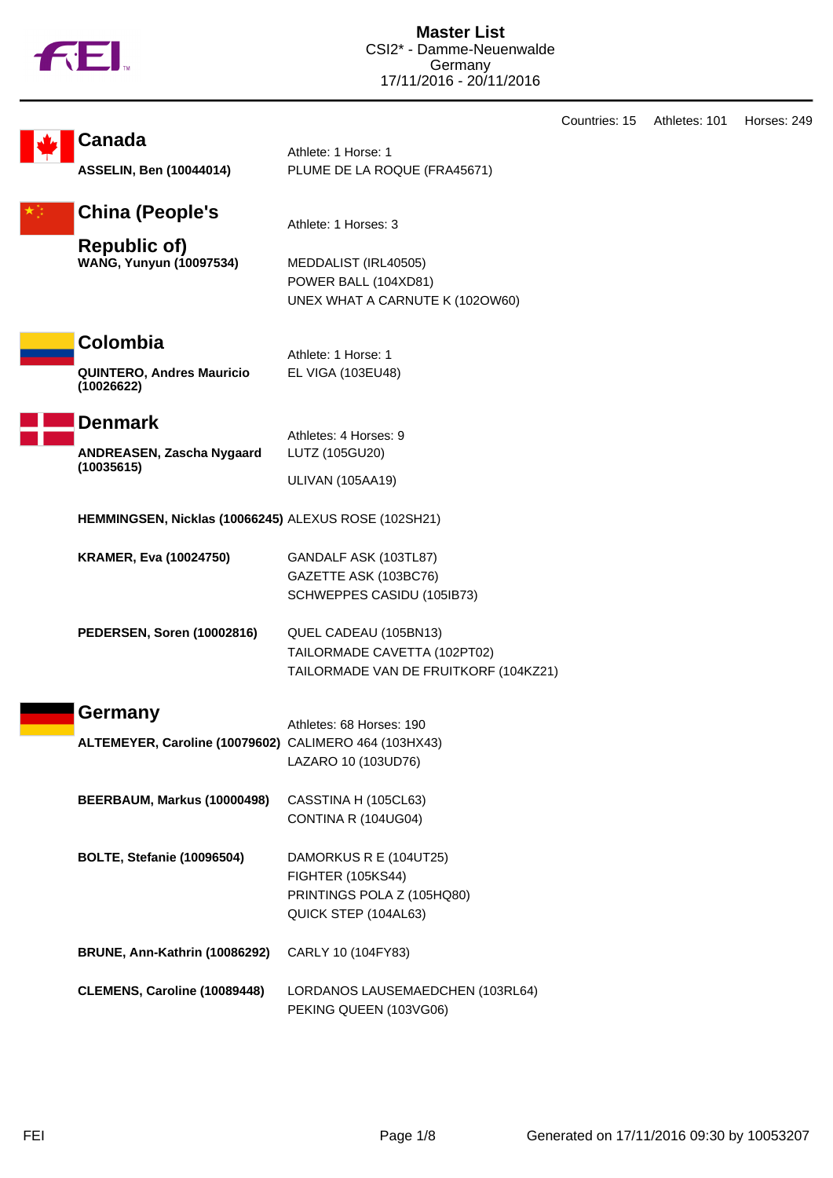# Master List

CSI2* - Damme-Neuenwalde
Germany
17/11/2016 - 20/11/2016

Countries: 15 Athletes: 101 Horses: 249

## Canada

Athlete: 1 Horse: 1

| Athlete | Horses |
|---|---|
| **ASSELIN, Ben (10044014)** | PLUME DE LA ROQUE (FRA45671) |

## China (People's Republic of)

Athlete: 1 Horses: 3

| Athlete | Horses |
|---|---|
| **WANG, Yunyun (10097534)** | MEDDALIST (IRL40505) |
| | POWER BALL (104XD81) |
| | UNEX WHAT A CARNUTE K (102OW60) |

## Colombia

Athlete: 1 Horse: 1

| Athlete | Horses |
|---|---|
| **QUINTERO, Andres Mauricio (10026622)** | EL VIGA (103EU48) |

## Denmark

Athletes: 4 Horses: 9

| Athlete | Horses |
|---|---|
| **ANDREASEN, Zascha Nygaard (10035615)** | LUTZ (105GU20) |
| | ULIVAN (105AA19) |
| **HEMMINGSEN, Nicklas (10066245)** | ALEXUS ROSE (102SH21) |
| **KRAMER, Eva (10024750)** | GANDALF ASK (103TL87) |
| | GAZETTE ASK (103BC76) |
| | SCHWEPPES CASIDU (105IB73) |
| **PEDERSEN, Soren (10002816)** | QUEL CADEAU (105BN13) |
| | TAILORMADE CAVETTA (102PT02) |
| | TAILORMADE VAN DE FRUITKORF (104KZ21) |

## Germany

Athletes: 68 Horses: 190

| Athlete | Horses |
|---|---|
| **ALTEMEYER, Caroline (10079602)** | CALIMERO 464 (103HX43) |
| | LAZARO 10 (103UD76) |
| **BEERBAUM, Markus (10000498)** | CASSTINA H (105CL63) |
| | CONTINA R (104UG04) |
| **BOLTE, Stefanie (10096504)** | DAMORKUS R E (104UT25) |
| | FIGHTER (105KS44) |
| | PRINTINGS POLA Z (105HQ80) |
| | QUICK STEP (104AL63) |
| **BRUNE, Ann-Kathrin (10086292)** | CARLY 10 (104FY83) |
| **CLEMENS, Caroline (10089448)** | LORDANOS LAUSEMAEDCHEN (103RL64) |
| | PEKING QUEEN (103VG06) |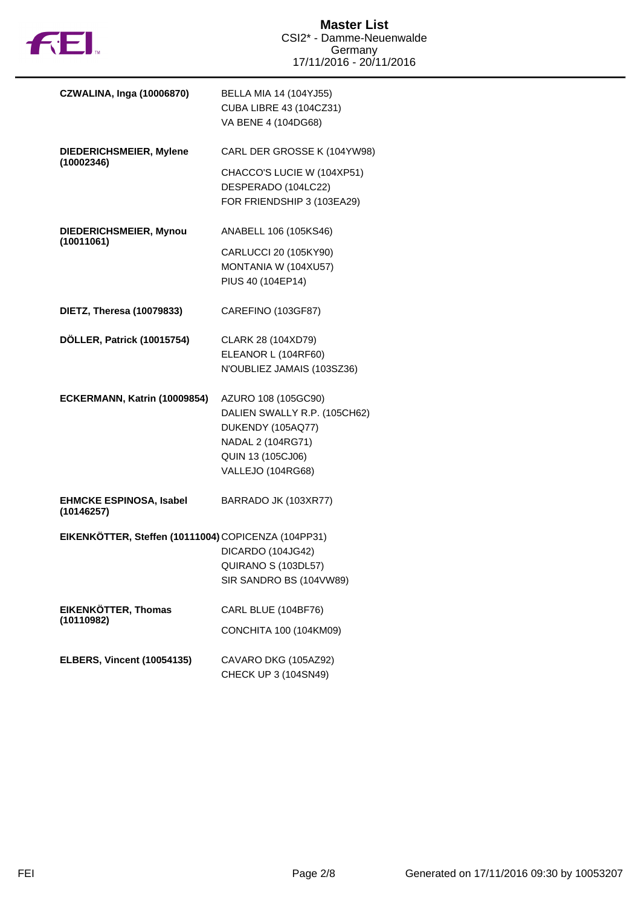| Rider | Horses |
|---|---|
| **CZWALINA, Inga (10006870)** | BELLA MIA 14 (104YJ55)<br>CUBA LIBRE 43 (104CZ31)<br>VA BENE 4 (104DG68) |
| **DIEDERICHSMEIER, Mylene (10002346)** | CARL DER GROSSE K (104YW98)<br>CHACCO'S LUCIE W (104XP51)<br>DESPERADO (104LC22)<br>FOR FRIENDSHIP 3 (103EA29) |
| **DIEDERICHSMEIER, Mynou (10011061)** | ANABELL 106 (105KS46)<br>CARLUCCI 20 (105KY90)<br>MONTANIA W (104XU57)<br>PIUS 40 (104EP14) |
| **DIETZ, Theresa (10079833)** | CAREFINO (103GF87) |
| **DÖLLER, Patrick (10015754)** | CLARK 28 (104XD79)<br>ELEANOR L (104RF60)<br>N'OUBLIEZ JAMAIS (103SZ36) |
| **ECKERMANN, Katrin (10009854)** | AZURO 108 (105GC90)<br>DALIEN SWALLY R.P. (105CH62)<br>DUKENDY (105AQ77)<br>NADAL 2 (104RG71)<br>QUIN 13 (105CJ06)<br>VALLEJO (104RG68) |
| **EHMCKE ESPINOSA, Isabel (10146257)** | BARRADO JK (103XR77) |
| **EIKENKÖTTER, Steffen (10111004)** | COPICENZA (104PP31)<br>DICARDO (104JG42)<br>QUIRANO S (103DL57)<br>SIR SANDRO BS (104VW89) |
| **EIKENKÖTTER, Thomas (10110982)** | CARL BLUE (104BF76)<br>CONCHITA 100 (104KM09) |
| **ELBERS, Vincent (10054135)** | CAVARO DKG (105AZ92)<br>CHECK UP 3 (104SN49) |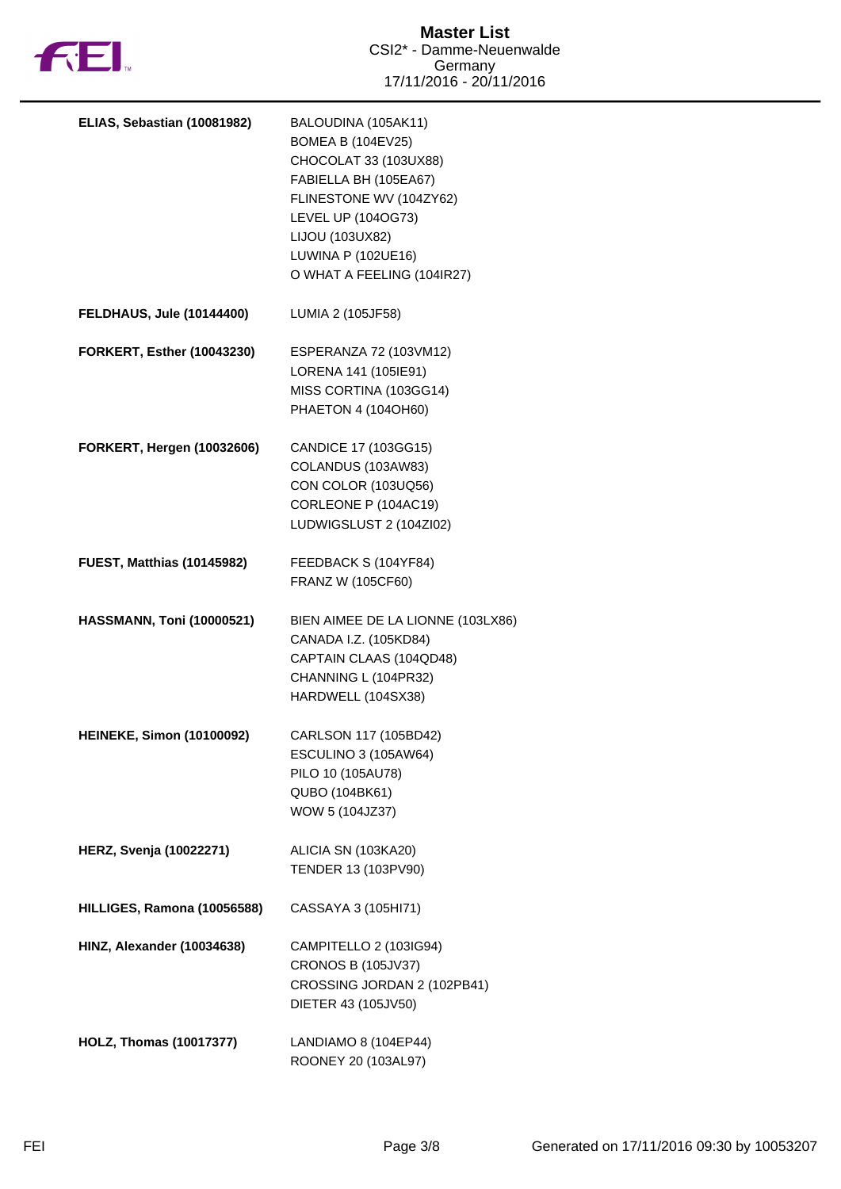**ELIAS, Sebastian (10081982)**
BALOUDINA (105AK11)
BOMEA B (104EV25)
CHOCOLAT 33 (103UX88)
FABIELLA BH (105EA67)
FLINESTONE WV (104ZY62)
LEVEL UP (104OG73)
LIJOU (103UX82)
LUWINA P (102UE16)
O WHAT A FEELING (104IR27)

**FELDHAUS, Jule (10144400)**
LUMIA 2 (105JF58)

**FORKERT, Esther (10043230)**
ESPERANZA 72 (103VM12)
LORENA 141 (105IE91)
MISS CORTINA (103GG14)
PHAETON 4 (104OH60)

**FORKERT, Hergen (10032606)**
CANDICE 17 (103GG15)
COLANDUS (103AW83)
CON COLOR (103UQ56)
CORLEONE P (104AC19)
LUDWIGSLUST 2 (104ZI02)

**FUEST, Matthias (10145982)**
FEEDBACK S (104YF84)
FRANZ W (105CF60)

**HASSMANN, Toni (10000521)**
BIEN AIMEE DE LA LIONNE (103LX86)
CANADA I.Z. (105KD84)
CAPTAIN CLAAS (104QD48)
CHANNING L (104PR32)
HARDWELL (104SX38)

**HEINEKE, Simon (10100092)**
CARLSON 117 (105BD42)
ESCULINO 3 (105AW64)
PILO 10 (105AU78)
QUBO (104BK61)
WOW 5 (104JZ37)

**HERZ, Svenja (10022271)**
ALICIA SN (103KA20)
TENDER 13 (103PV90)

**HILLIGES, Ramona (10056588)**
CASSAYA 3 (105HI71)

**HINZ, Alexander (10034638)**
CAMPITELLO 2 (103IG94)
CRONOS B (105JV37)
CROSSING JORDAN 2 (102PB41)
DIETER 43 (105JV50)

**HOLZ, Thomas (10017377)**
LANDIAMO 8 (104EP44)
ROONEY 20 (103AL97)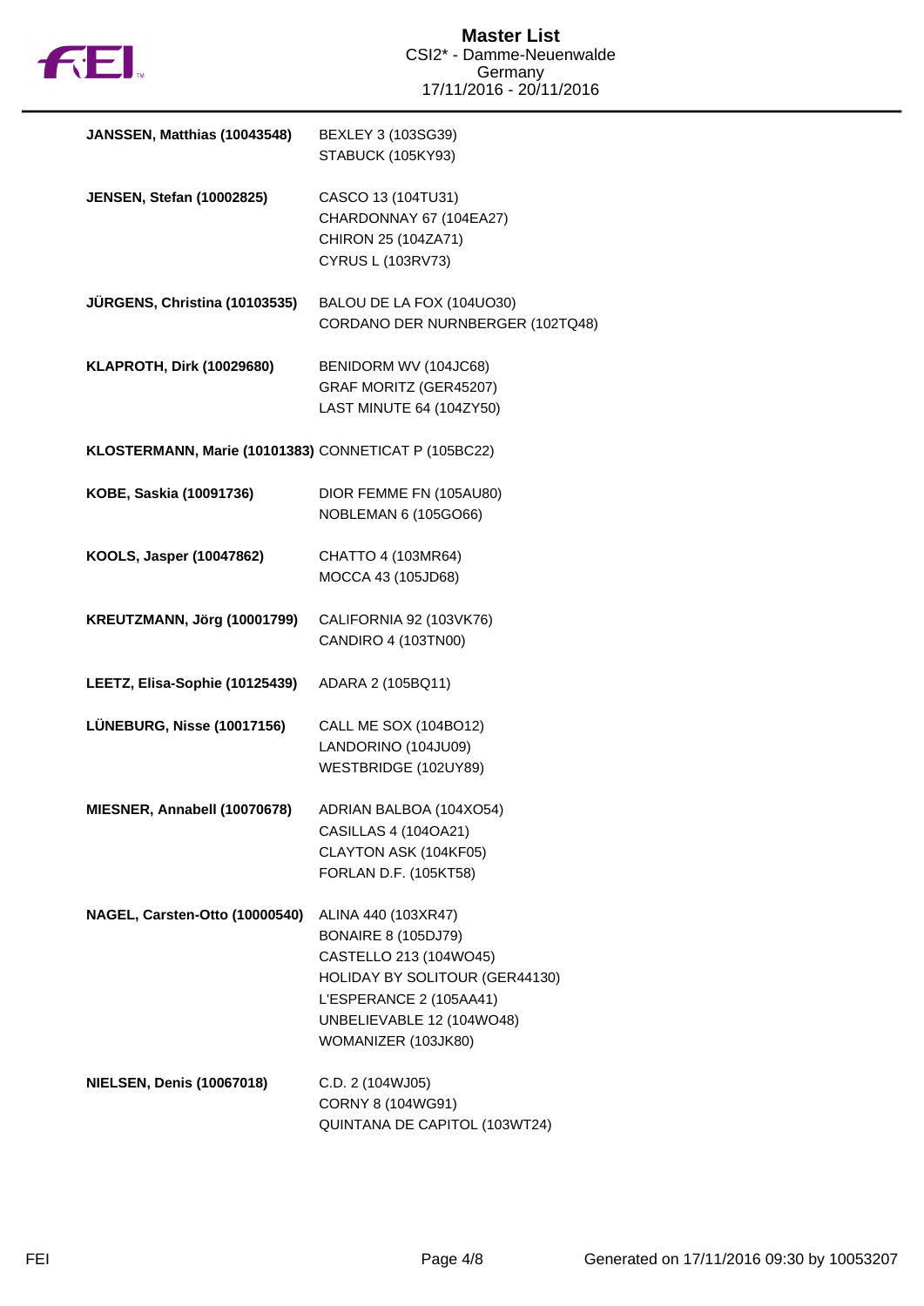# Master List

CSI2* - Damme-Neuenwalde
Germany
17/11/2016 - 20/11/2016

| Rider | Horses |
|---|---|
| **JANSSEN, Matthias (10043548)** | BEXLEY 3 (103SG39)<br>STABUCK (105KY93) |
| **JENSEN, Stefan (10002825)** | CASCO 13 (104TU31)<br>CHARDONNAY 67 (104EA27)<br>CHIRON 25 (104ZA71)<br>CYRUS L (103RV73) |
| **JÜRGENS, Christina (10103535)** | BALOU DE LA FOX (104UO30)<br>CORDANO DER NURNBERGER (102TQ48) |
| **KLAPROTH, Dirk (10029680)** | BENIDORM WV (104JC68)<br>GRAF MORITZ (GER45207)<br>LAST MINUTE 64 (104ZY50) |
| **KLOSTERMANN, Marie (10101383)** | CONNETICAT P (105BC22) |
| **KOBE, Saskia (10091736)** | DIOR FEMME FN (105AU80)<br>NOBLEMAN 6 (105GO66) |
| **KOOLS, Jasper (10047862)** | CHATTO 4 (103MR64)<br>MOCCA 43 (105JD68) |
| **KREUTZMANN, Jörg (10001799)** | CALIFORNIA 92 (103VK76)<br>CANDIRO 4 (103TN00) |
| **LEETZ, Elisa-Sophie (10125439)** | ADARA 2 (105BQ11) |
| **LÜNEBURG, Nisse (10017156)** | CALL ME SOX (104BO12)<br>LANDORINO (104JU09)<br>WESTBRIDGE (102UY89) |
| **MIESNER, Annabell (10070678)** | ADRIAN BALBOA (104XO54)<br>CASILLAS 4 (104OA21)<br>CLAYTON ASK (104KF05)<br>FORLAN D.F. (105KT58) |
| **NAGEL, Carsten-Otto (10000540)** | ALINA 440 (103XR47)<br>BONAIRE 8 (105DJ79)<br>CASTELLO 213 (104WO45)<br>HOLIDAY BY SOLITOUR (GER44130)<br>L'ESPERANCE 2 (105AA41)<br>UNBELIEVABLE 12 (104WO48)<br>WOMANIZER (103JK80) |
| **NIELSEN, Denis (10067018)** | C.D. 2 (104WJ05)<br>CORNY 8 (104WG91)<br>QUINTANA DE CAPITOL (103WT24) |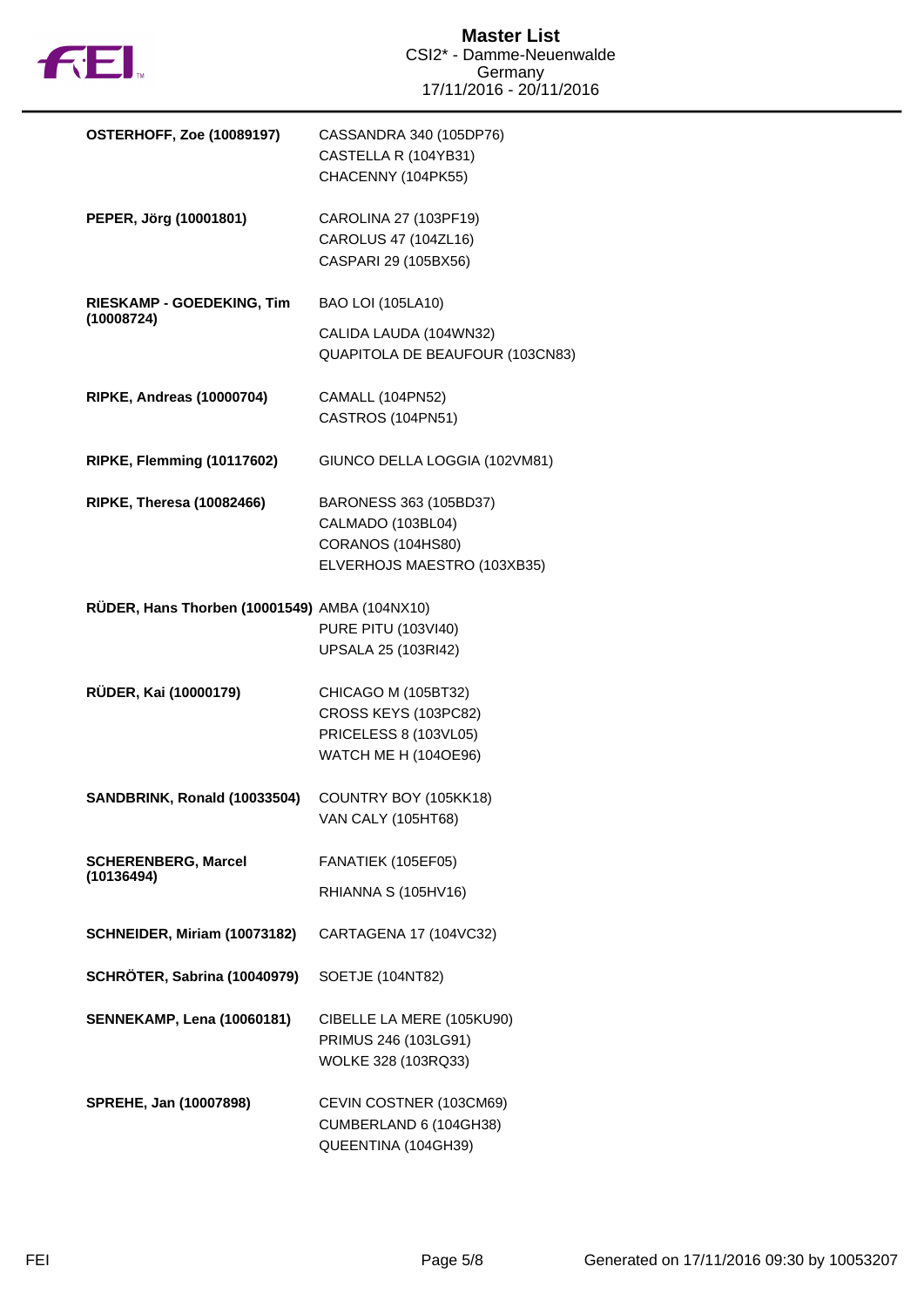**Master List**
CSI2* - Damme-Neuenwalde
Germany
17/11/2016 - 20/11/2016

| Rider | Horses |
| --- | --- |
| **OSTERHOFF, Zoe (10089197)** | CASSANDRA 340 (105DP76)<br>CASTELLA R (104YB31)<br>CHACENNY (104PK55) |
| **PEPER, Jörg (10001801)** | CAROLINA 27 (103PF19)<br>CAROLUS 47 (104ZL16)<br>CASPARI 29 (105BX56) |
| **RIESKAMP - GOEDEKING, Tim (10008724)** | BAO LOI (105LA10)<br>CALIDA LAUDA (104WN32)<br>QUAPITOLA DE BEAUFOUR (103CN83) |
| **RIPKE, Andreas (10000704)** | CAMALL (104PN52)<br>CASTROS (104PN51) |
| **RIPKE, Flemming (10117602)** | GIUNCO DELLA LOGGIA (102VM81) |
| **RIPKE, Theresa (10082466)** | BARONESS 363 (105BD37)<br>CALMADO (103BL04)<br>CORANOS (104HS80)<br>ELVERHOJS MAESTRO (103XB35) |
| **RÜDER, Hans Thorben (10001549)** | AMBA (104NX10)<br>PURE PITU (103VI40)<br>UPSALA 25 (103RI42) |
| **RÜDER, Kai (10000179)** | CHICAGO M (105BT32)<br>CROSS KEYS (103PC82)<br>PRICELESS 8 (103VL05)<br>WATCH ME H (104OE96) |
| **SANDBRINK, Ronald (10033504)** | COUNTRY BOY (105KK18)<br>VAN CALY (105HT68) |
| **SCHERENBERG, Marcel (10136494)** | FANATIEK (105EF05)<br>RHIANNA S (105HV16) |
| **SCHNEIDER, Miriam (10073182)** | CARTAGENA 17 (104VC32) |
| **SCHRÖTER, Sabrina (10040979)** | SOETJE (104NT82) |
| **SENNEKAMP, Lena (10060181)** | CIBELLE LA MERE (105KU90)<br>PRIMUS 246 (103LG91)<br>WOLKE 328 (103RQ33) |
| **SPREHE, Jan (10007898)** | CEVIN COSTNER (103CM69)<br>CUMBERLAND 6 (104GH38)<br>QUEENTINA (104GH39) |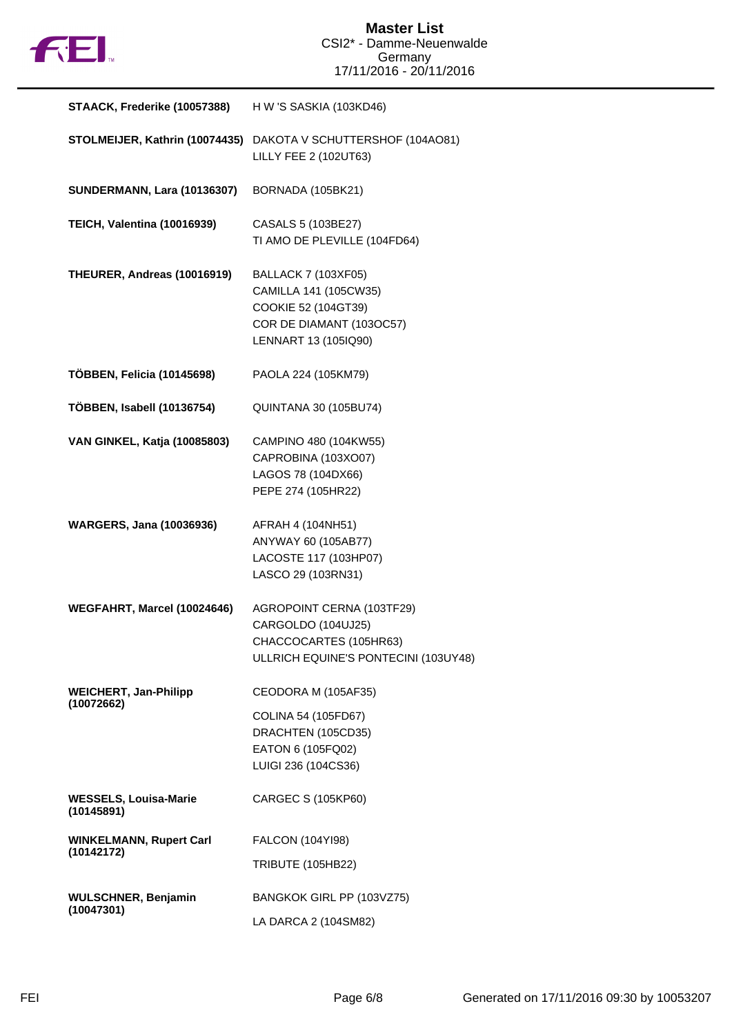| Rider | Horses |
| --- | --- |
| **STAACK, Frederike (10057388)** | H W 'S SASKIA (103KD46) |
| **STOLMEIJER, Kathrin (10074435)** | DAKOTA V SCHUTTERSHOF (104AO81)<br>LILLY FEE 2 (102UT63) |
| **SUNDERMANN, Lara (10136307)** | BORNADA (105BK21) |
| **TEICH, Valentina (10016939)** | CASALS 5 (103BE27)<br>TI AMO DE PLEVILLE (104FD64) |
| **THEURER, Andreas (10016919)** | BALLACK 7 (103XF05)<br>CAMILLA 141 (105CW35)<br>COOKIE 52 (104GT39)<br>COR DE DIAMANT (103OC57)<br>LENNART 13 (105IQ90) |
| **TÖBBEN, Felicia (10145698)** | PAOLA 224 (105KM79) |
| **TÖBBEN, Isabell (10136754)** | QUINTANA 30 (105BU74) |
| **VAN GINKEL, Katja (10085803)** | CAMPINO 480 (104KW55)<br>CAPROBINA (103XO07)<br>LAGOS 78 (104DX66)<br>PEPE 274 (105HR22) |
| **WARGERS, Jana (10036936)** | AFRAH 4 (104NH51)<br>ANYWAY 60 (105AB77)<br>LACOSTE 117 (103HP07)<br>LASCO 29 (103RN31) |
| **WEGFAHRT, Marcel (10024646)** | AGROPOINT CERNA (103TF29)<br>CARGOLDO (104UJ25)<br>CHACCOCARTES (105HR63)<br>ULLRICH EQUINE'S PONTECINI (103UY48) |
| **WEICHERT, Jan-Philipp (10072662)** | CEODORA M (105AF35)<br>COLINA 54 (105FD67)<br>DRACHTEN (105CD35)<br>EATON 6 (105FQ02)<br>LUIGI 236 (104CS36) |
| **WESSELS, Louisa-Marie (10145891)** | CARGEC S (105KP60) |
| **WINKELMANN, Rupert Carl (10142172)** | FALCON (104YI98)<br>TRIBUTE (105HB22) |
| **WULSCHNER, Benjamin (10047301)** | BANGKOK GIRL PP (103VZ75)<br>LA DARCA 2 (104SM82) |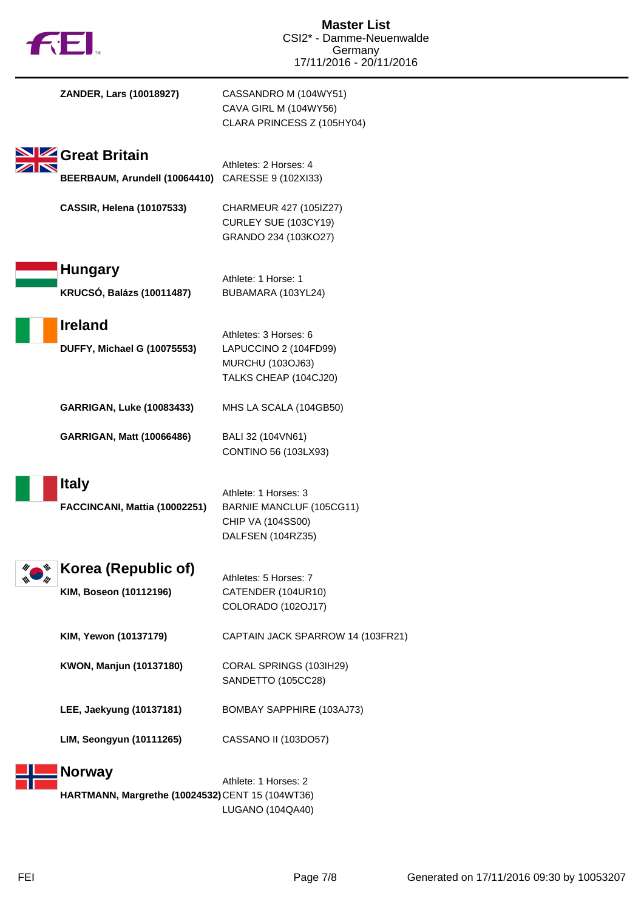**ZANDER, Lars (10018927)**
CASSANDRO M (104WY51)
CAVA GIRL M (104WY56)
CLARA PRINCESS Z (105HY04)

## Great Britain

Athletes: 2 Horses: 4

**BEERBAUM, Arundell (10064410)**
CARESSE 9 (102XI33)

**CASSIR, Helena (10107533)**
CHARMEUR 427 (105IZ27)
CURLEY SUE (103CY19)
GRANDO 234 (103KO27)

## Hungary

Athlete: 1 Horse: 1

**KRUCSÓ, Balázs (10011487)**
BUBAMARA (103YL24)

## Ireland

Athletes: 3 Horses: 6

**DUFFY, Michael G (10075553)**
LAPUCCINO 2 (104FD99)
MURCHU (103OJ63)
TALKS CHEAP (104CJ20)

**GARRIGAN, Luke (10083433)**
MHS LA SCALA (104GB50)

**GARRIGAN, Matt (10066486)**
BALI 32 (104VN61)
CONTINO 56 (103LX93)

## Italy

Athlete: 1 Horses: 3

**FACCINCANI, Mattia (10002251)**
BARNIE MANCLUF (105CG11)
CHIP VA (104SS00)
DALFSEN (104RZ35)

## Korea (Republic of)

Athletes: 5 Horses: 7

**KIM, Boseon (10112196)**
CATENDER (104UR10)
COLORADO (102OJ17)

**KIM, Yewon (10137179)**
CAPTAIN JACK SPARROW 14 (103FR21)

**KWON, Manjun (10137180)**
CORAL SPRINGS (103IH29)
SANDETTO (105CC28)

**LEE, Jaekyung (10137181)**
BOMBAY SAPPHIRE (103AJ73)

**LIM, Seongyun (10111265)**
CASSANO II (103DO57)

## Norway

Athlete: 1 Horses: 2

**HARTMANN, Margrethe (10024532)**
CENT 15 (104WT36)
LUGANO (104QA40)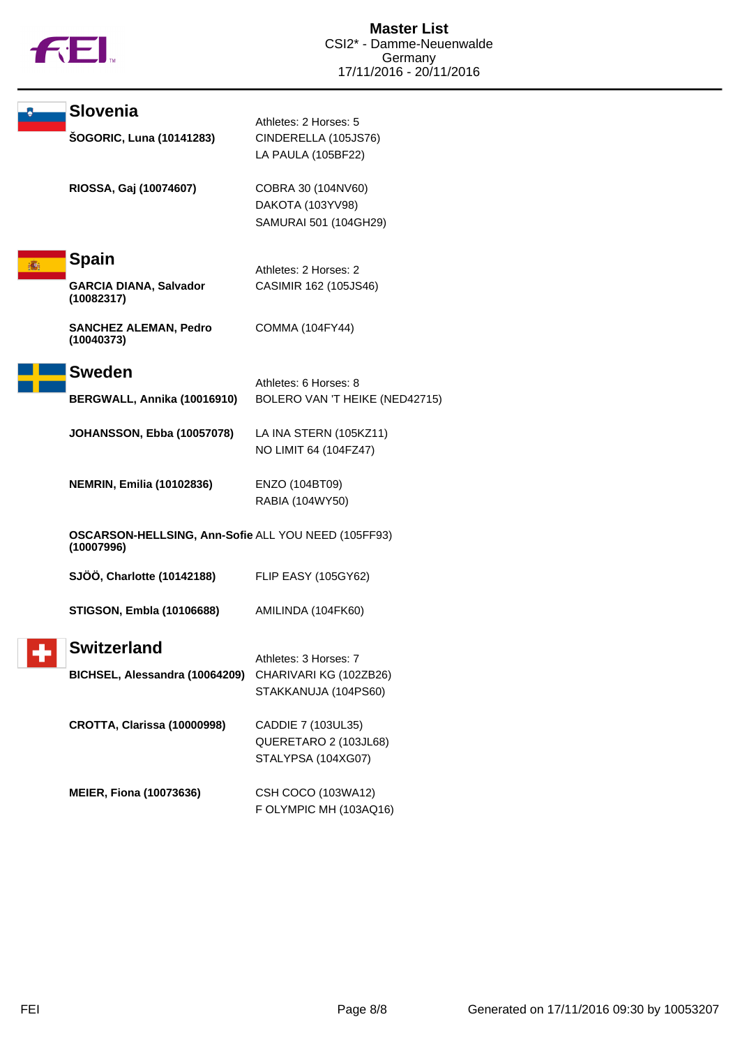## Slovenia

| | |
|---|---|
| | Athletes: 2 Horses: 5 |
| **ŠOGORIC, Luna (10141283)** | CINDERELLA (105JS76)<br>LA PAULA (105BF22) |
| **RIOSSA, Gaj (10074607)** | COBRA 30 (104NV60)<br>DAKOTA (103YV98)<br>SAMURAI 501 (104GH29) |

## Spain

| | |
|---|---|
| | Athletes: 2 Horses: 2 |
| **GARCIA DIANA, Salvador (10082317)** | CASIMIR 162 (105JS46) |
| **SANCHEZ ALEMAN, Pedro (10040373)** | COMMA (104FY44) |

## Sweden

| | |
|---|---|
| | Athletes: 6 Horses: 8 |
| **BERGWALL, Annika (10016910)** | BOLERO VAN 'T HEIKE (NED42715) |
| **JOHANSSON, Ebba (10057078)** | LA INA STERN (105KZ11)<br>NO LIMIT 64 (104FZ47) |
| **NEMRIN, Emilia (10102836)** | ENZO (104BT09)<br>RABIA (104WY50) |
| **OSCARSON-HELLSING, Ann-Sofie (10007996)** | ALL YOU NEED (105FF93) |
| **SJÖÖ, Charlotte (10142188)** | FLIP EASY (105GY62) |
| **STIGSON, Embla (10106688)** | AMILINDA (104FK60) |

## Switzerland

| | |
|---|---|
| | Athletes: 3 Horses: 7 |
| **BICHSEL, Alessandra (10064209)** | CHARIVARI KG (102ZB26)<br>STAKKANUJA (104PS60) |
| **CROTTA, Clarissa (10000998)** | CADDIE 7 (103UL35)<br>QUERETARO 2 (103JL68)<br>STALYPSA (104XG07) |
| **MEIER, Fiona (10073636)** | CSH COCO (103WA12)<br>F OLYMPIC MH (103AQ16) |

Generated on 17/11/2016 09:30 by 10053207